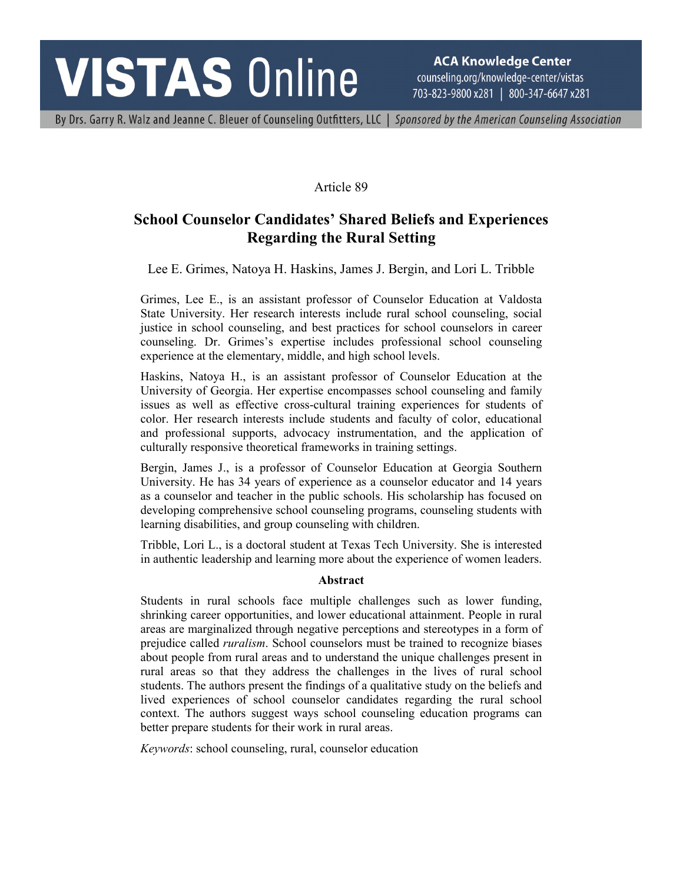Article 89

# School Counselor Candidates' Shared Beliefs and Experiences Regarding the Rural Setting

Lee E. Grimes, Natoya H. Haskins, James J. Bergin, and Lori L. Tribble

Grimes, Lee E., is an assistant professor of Counselor Education at Valdosta State University. Her research interests include rural school counseling, social justice in school counseling, and best practices for school counselors in career counseling. Dr. Grimes's expertise includes professional school counseling experience at the elementary, middle, and high school levels.

Haskins, Natoya H., is an assistant professor of Counselor Education at the University of Georgia. Her expertise encompasses school counseling and family issues as well as effective cross-cultural training experiences for students of color. Her research interests include students and faculty of color, educational and professional supports, advocacy instrumentation, and the application of culturally responsive theoretical frameworks in training settings.

Bergin, James J., is a professor of Counselor Education at Georgia Southern University. He has 34 years of experience as a counselor educator and 14 years as a counselor and teacher in the public schools. His scholarship has focused on developing comprehensive school counseling programs, counseling students with learning disabilities, and group counseling with children.

Tribble, Lori L., is a doctoral student at Texas Tech University. She is interested in authentic leadership and learning more about the experience of women leaders.

**Abstract**

Students in rural schools face multiple challenges such as lower funding, shrinking career opportunities, and lower educational attainment. People in rural areas are marginalized through negative perceptions and stereotypes in a form of prejudice called *ruralism*. School counselors must be trained to recognize biases about people from rural areas and to understand the unique challenges present in rural areas so that they address the challenges in the lives of rural school students. The authors present the findings of a qualitative study on the beliefs and lived experiences of school counselor candidates regarding the rural school context. The authors suggest ways school counseling education programs can better prepare students for their work in rural areas.

*Keywords*: school counseling, rural, counselor education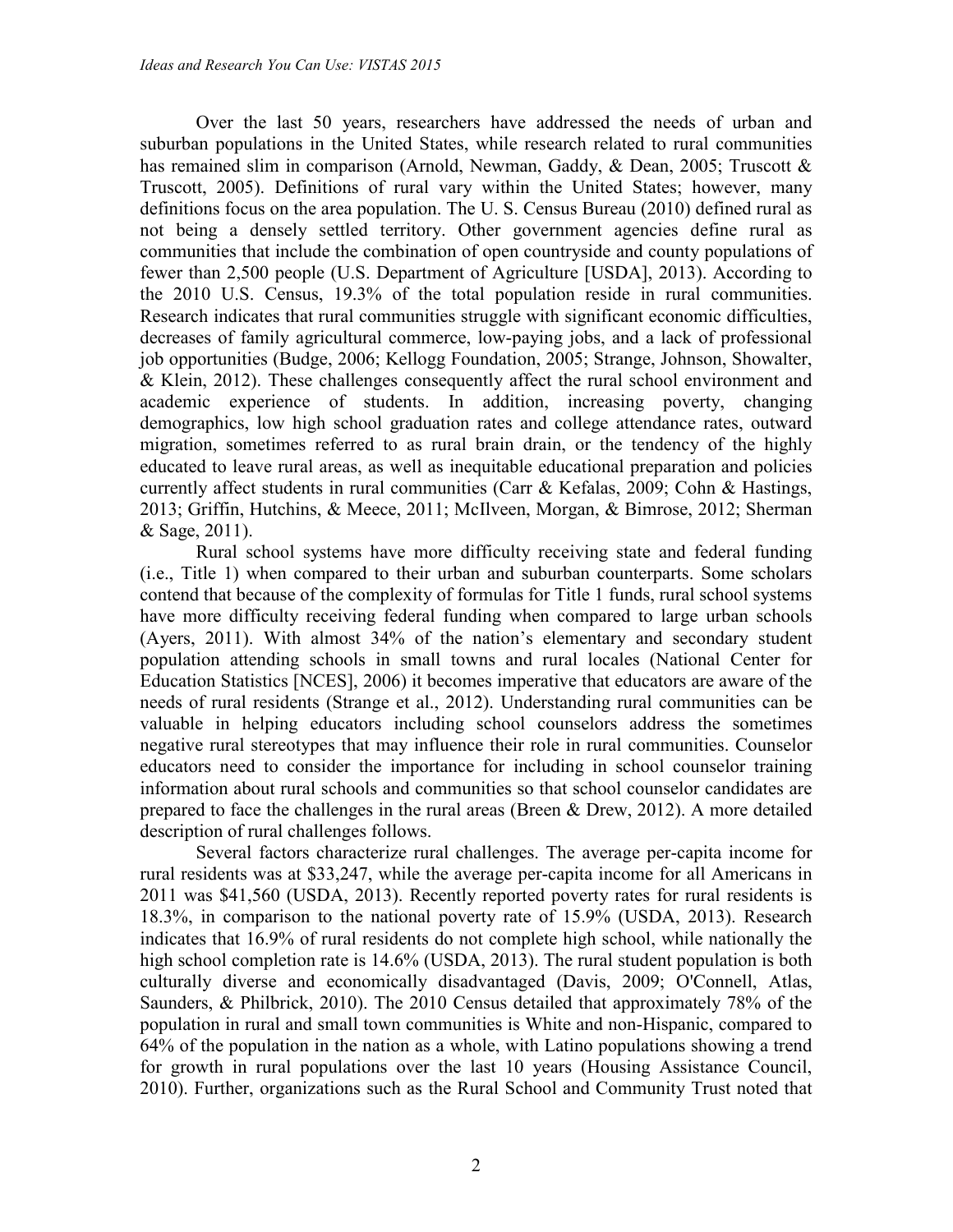Over the last 50 years, researchers have addressed the needs of urban and suburban populations in the United States, while research related to rural communities has remained slim in comparison (Arnold, Newman, Gaddy, & Dean, 2005; Truscott & Truscott, 2005). Definitions of rural vary within the United States; however, many definitions focus on the area population. The U. S. Census Bureau (2010) defined rural as not being a densely settled territory. Other government agencies define rural as communities that include the combination of open countryside and county populations of fewer than 2,500 people (U.S. Department of Agriculture [USDA], 2013). According to the 2010 U.S. Census, 19.3% of the total population reside in rural communities. Research indicates that rural communities struggle with significant economic difficulties, decreases of family agricultural commerce, low-paying jobs, and a lack of professional job opportunities (Budge, 2006; Kellogg Foundation, 2005; Strange, Johnson, Showalter, & Klein, 2012). These challenges consequently affect the rural school environment and academic experience of students. In addition, increasing poverty, changing demographics, low high school graduation rates and college attendance rates, outward migration, sometimes referred to as rural brain drain, or the tendency of the highly educated to leave rural areas, as well as inequitable educational preparation and policies currently affect students in rural communities (Carr & Kefalas, 2009; Cohn & Hastings, 2013; Griffin, Hutchins, & Meece, 2011; McIlveen, Morgan, & Bimrose, 2012; Sherman & Sage, 2011).

Rural school systems have more difficulty receiving state and federal funding (i.e., Title 1) when compared to their urban and suburban counterparts. Some scholars contend that because of the complexity of formulas for Title 1 funds, rural school systems have more difficulty receiving federal funding when compared to large urban schools (Ayers, 2011). With almost 34% of the nation's elementary and secondary student population attending schools in small towns and rural locales (National Center for Education Statistics [NCES], 2006) it becomes imperative that educators are aware of the needs of rural residents (Strange et al., 2012). Understanding rural communities can be valuable in helping educators including school counselors address the sometimes negative rural stereotypes that may influence their role in rural communities. Counselor educators need to consider the importance for including in school counselor training information about rural schools and communities so that school counselor candidates are prepared to face the challenges in the rural areas (Breen & Drew, 2012). A more detailed description of rural challenges follows.

Several factors characterize rural challenges. The average per-capita income for rural residents was at $33,247, while the average per-capita income for all Americans in 2011 was $41,560 (USDA, 2013). Recently reported poverty rates for rural residents is 18.3%, in comparison to the national poverty rate of 15.9% (USDA, 2013). Research indicates that 16.9% of rural residents do not complete high school, while nationally the high school completion rate is 14.6% (USDA, 2013). The rural student population is both culturally diverse and economically disadvantaged (Davis, 2009; O'Connell, Atlas, Saunders, & Philbrick, 2010). The 2010 Census detailed that approximately 78% of the population in rural and small town communities is White and non-Hispanic, compared to 64% of the population in the nation as a whole, with Latino populations showing a trend for growth in rural populations over the last 10 years (Housing Assistance Council, 2010). Further, organizations such as the Rural School and Community Trust noted that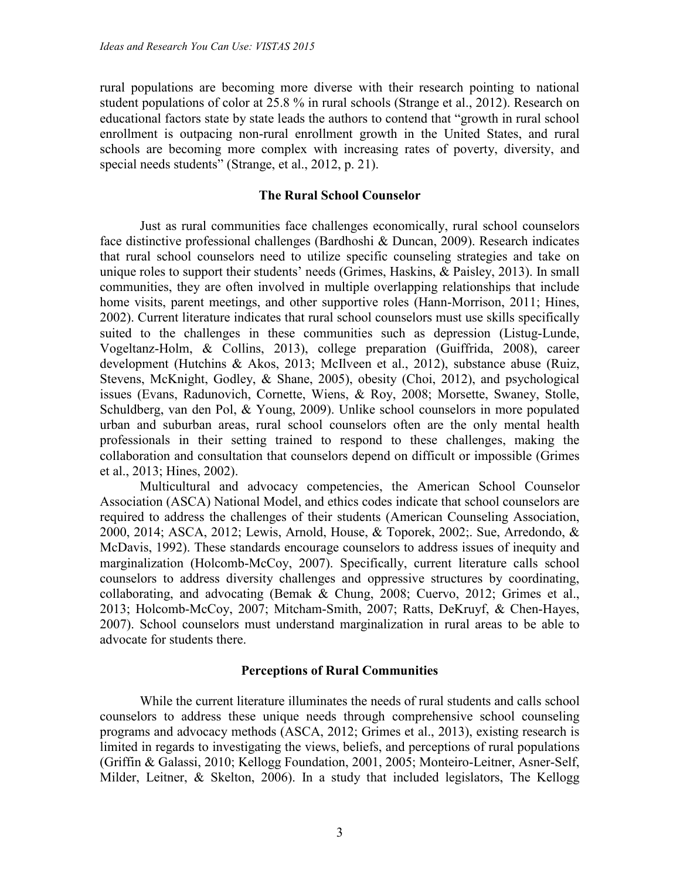rural populations are becoming more diverse with their research pointing to national student populations of color at 25.8 % in rural schools (Strange et al., 2012). Research on educational factors state by state leads the authors to contend that "growth in rural school enrollment is outpacing non-rural enrollment growth in the United States, and rural schools are becoming more complex with increasing rates of poverty, diversity, and special needs students" (Strange, et al., 2012, p. 21).

## The Rural School Counselor

Just as rural communities face challenges economically, rural school counselors face distinctive professional challenges (Bardhoshi & Duncan, 2009). Research indicates that rural school counselors need to utilize specific counseling strategies and take on unique roles to support their students' needs (Grimes, Haskins, & Paisley, 2013). In small communities, they are often involved in multiple overlapping relationships that include home visits, parent meetings, and other supportive roles (Hann-Morrison, 2011; Hines, 2002). Current literature indicates that rural school counselors must use skills specifically suited to the challenges in these communities such as depression (Listug-Lunde, Vogeltanz-Holm, & Collins, 2013), college preparation (Guiffrida, 2008), career development (Hutchins & Akos, 2013; McIlveen et al., 2012), substance abuse (Ruiz, Stevens, McKnight, Godley, & Shane, 2005), obesity (Choi, 2012), and psychological issues (Evans, Radunovich, Cornette, Wiens, & Roy, 2008; Morsette, Swaney, Stolle, Schuldberg, van den Pol, & Young, 2009). Unlike school counselors in more populated urban and suburban areas, rural school counselors often are the only mental health professionals in their setting trained to respond to these challenges, making the collaboration and consultation that counselors depend on difficult or impossible (Grimes et al., 2013; Hines, 2002).

Multicultural and advocacy competencies, the American School Counselor Association (ASCA) National Model, and ethics codes indicate that school counselors are required to address the challenges of their students (American Counseling Association, 2000, 2014; ASCA, 2012; Lewis, Arnold, House, & Toporek, 2002;. Sue, Arredondo, & McDavis, 1992). These standards encourage counselors to address issues of inequity and marginalization (Holcomb-McCoy, 2007). Specifically, current literature calls school counselors to address diversity challenges and oppressive structures by coordinating, collaborating, and advocating (Bemak & Chung, 2008; Cuervo, 2012; Grimes et al., 2013; Holcomb-McCoy, 2007; Mitcham-Smith, 2007; Ratts, DeKruyf, & Chen-Hayes, 2007). School counselors must understand marginalization in rural areas to be able to advocate for students there.

## Perceptions of Rural Communities

While the current literature illuminates the needs of rural students and calls school counselors to address these unique needs through comprehensive school counseling programs and advocacy methods (ASCA, 2012; Grimes et al., 2013), existing research is limited in regards to investigating the views, beliefs, and perceptions of rural populations (Griffin & Galassi, 2010; Kellogg Foundation, 2001, 2005; Monteiro-Leitner, Asner-Self, Milder, Leitner, & Skelton, 2006). In a study that included legislators, The Kellogg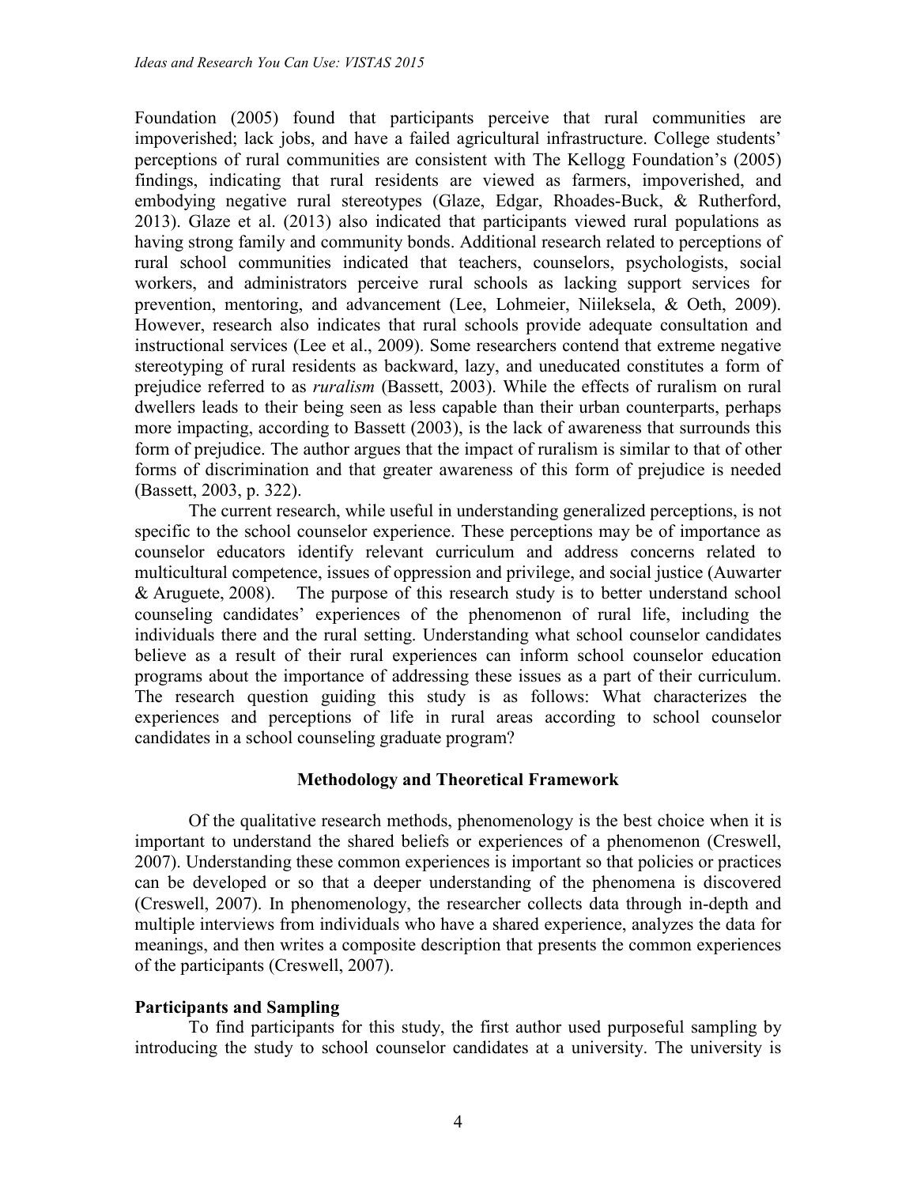Foundation (2005) found that participants perceive that rural communities are impoverished; lack jobs, and have a failed agricultural infrastructure. College students' perceptions of rural communities are consistent with The Kellogg Foundation's (2005) findings, indicating that rural residents are viewed as farmers, impoverished, and embodying negative rural stereotypes (Glaze, Edgar, Rhoades-Buck, & Rutherford, 2013). Glaze et al. (2013) also indicated that participants viewed rural populations as having strong family and community bonds. Additional research related to perceptions of rural school communities indicated that teachers, counselors, psychologists, social workers, and administrators perceive rural schools as lacking support services for prevention, mentoring, and advancement (Lee, Lohmeier, Niileksela, & Oeth, 2009). However, research also indicates that rural schools provide adequate consultation and instructional services (Lee et al., 2009). Some researchers contend that extreme negative stereotyping of rural residents as backward, lazy, and uneducated constitutes a form of prejudice referred to as *ruralism* (Bassett, 2003). While the effects of ruralism on rural dwellers leads to their being seen as less capable than their urban counterparts, perhaps more impacting, according to Bassett (2003), is the lack of awareness that surrounds this form of prejudice. The author argues that the impact of ruralism is similar to that of other forms of discrimination and that greater awareness of this form of prejudice is needed (Bassett, 2003, p. 322).

The current research, while useful in understanding generalized perceptions, is not specific to the school counselor experience. These perceptions may be of importance as counselor educators identify relevant curriculum and address concerns related to multicultural competence, issues of oppression and privilege, and social justice (Auwarter & Aruguete, 2008). The purpose of this research study is to better understand school counseling candidates' experiences of the phenomenon of rural life, including the individuals there and the rural setting. Understanding what school counselor candidates believe as a result of their rural experiences can inform school counselor education programs about the importance of addressing these issues as a part of their curriculum. The research question guiding this study is as follows: What characterizes the experiences and perceptions of life in rural areas according to school counselor candidates in a school counseling graduate program?

## Methodology and Theoretical Framework

Of the qualitative research methods, phenomenology is the best choice when it is important to understand the shared beliefs or experiences of a phenomenon (Creswell, 2007). Understanding these common experiences is important so that policies or practices can be developed or so that a deeper understanding of the phenomena is discovered (Creswell, 2007). In phenomenology, the researcher collects data through in-depth and multiple interviews from individuals who have a shared experience, analyzes the data for meanings, and then writes a composite description that presents the common experiences of the participants (Creswell, 2007).

### Participants and Sampling

To find participants for this study, the first author used purposeful sampling by introducing the study to school counselor candidates at a university. The university is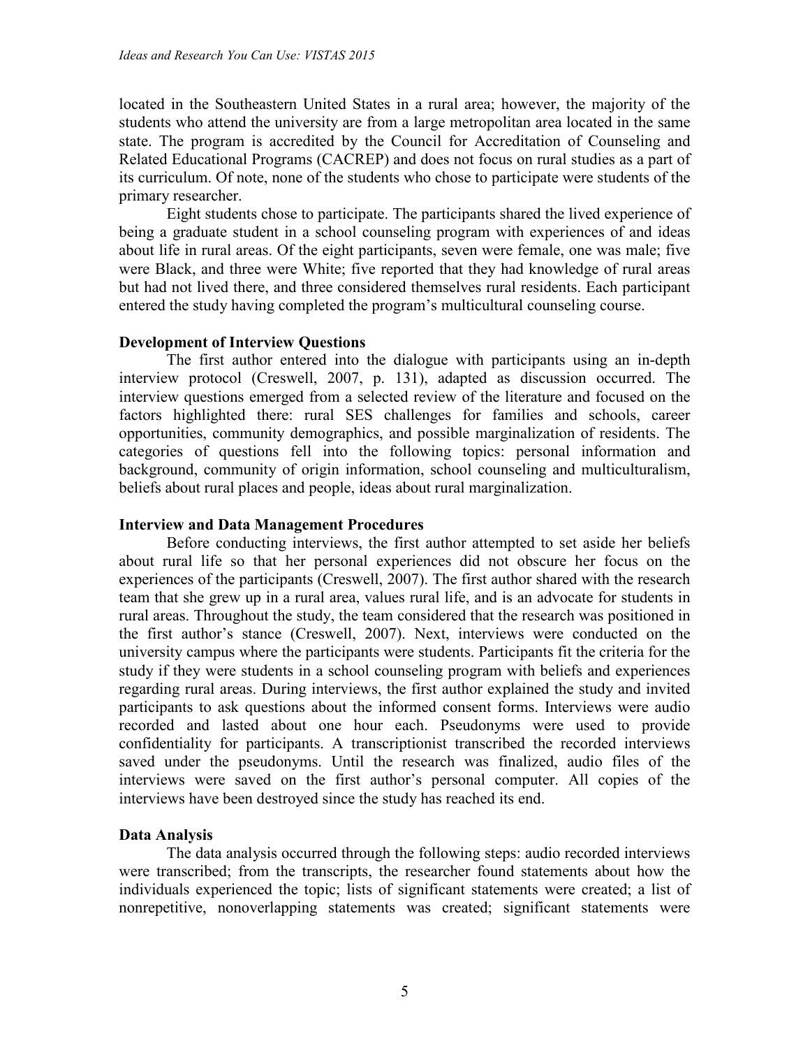located in the Southeastern United States in a rural area; however, the majority of the students who attend the university are from a large metropolitan area located in the same state. The program is accredited by the Council for Accreditation of Counseling and Related Educational Programs (CACREP) and does not focus on rural studies as a part of its curriculum. Of note, none of the students who chose to participate were students of the primary researcher.

Eight students chose to participate. The participants shared the lived experience of being a graduate student in a school counseling program with experiences of and ideas about life in rural areas. Of the eight participants, seven were female, one was male; five were Black, and three were White; five reported that they had knowledge of rural areas but had not lived there, and three considered themselves rural residents. Each participant entered the study having completed the program's multicultural counseling course.

### Development of Interview Questions

The first author entered into the dialogue with participants using an in-depth interview protocol (Creswell, 2007, p. 131), adapted as discussion occurred. The interview questions emerged from a selected review of the literature and focused on the factors highlighted there: rural SES challenges for families and schools, career opportunities, community demographics, and possible marginalization of residents. The categories of questions fell into the following topics: personal information and background, community of origin information, school counseling and multiculturalism, beliefs about rural places and people, ideas about rural marginalization.

### Interview and Data Management Procedures

Before conducting interviews, the first author attempted to set aside her beliefs about rural life so that her personal experiences did not obscure her focus on the experiences of the participants (Creswell, 2007). The first author shared with the research team that she grew up in a rural area, values rural life, and is an advocate for students in rural areas. Throughout the study, the team considered that the research was positioned in the first author's stance (Creswell, 2007). Next, interviews were conducted on the university campus where the participants were students. Participants fit the criteria for the study if they were students in a school counseling program with beliefs and experiences regarding rural areas. During interviews, the first author explained the study and invited participants to ask questions about the informed consent forms. Interviews were audio recorded and lasted about one hour each. Pseudonyms were used to provide confidentiality for participants. A transcriptionist transcribed the recorded interviews saved under the pseudonyms. Until the research was finalized, audio files of the interviews were saved on the first author's personal computer. All copies of the interviews have been destroyed since the study has reached its end.

### Data Analysis

The data analysis occurred through the following steps: audio recorded interviews were transcribed; from the transcripts, the researcher found statements about how the individuals experienced the topic; lists of significant statements were created; a list of nonrepetitive, nonoverlapping statements was created; significant statements were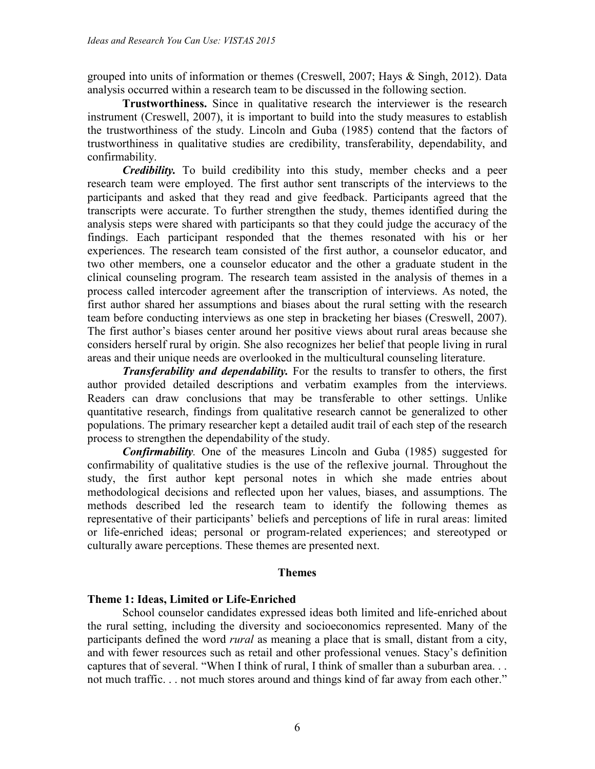grouped into units of information or themes (Creswell, 2007; Hays & Singh, 2012). Data analysis occurred within a research team to be discussed in the following section.

**Trustworthiness.** Since in qualitative research the interviewer is the research instrument (Creswell, 2007), it is important to build into the study measures to establish the trustworthiness of the study. Lincoln and Guba (1985) contend that the factors of trustworthiness in qualitative studies are credibility, transferability, dependability, and confirmability.

***Credibility.*** To build credibility into this study, member checks and a peer research team were employed. The first author sent transcripts of the interviews to the participants and asked that they read and give feedback. Participants agreed that the transcripts were accurate. To further strengthen the study, themes identified during the analysis steps were shared with participants so that they could judge the accuracy of the findings. Each participant responded that the themes resonated with his or her experiences. The research team consisted of the first author, a counselor educator, and two other members, one a counselor educator and the other a graduate student in the clinical counseling program. The research team assisted in the analysis of themes in a process called intercoder agreement after the transcription of interviews. As noted, the first author shared her assumptions and biases about the rural setting with the research team before conducting interviews as one step in bracketing her biases (Creswell, 2007). The first author's biases center around her positive views about rural areas because she considers herself rural by origin. She also recognizes her belief that people living in rural areas and their unique needs are overlooked in the multicultural counseling literature.

***Transferability and dependability.*** For the results to transfer to others, the first author provided detailed descriptions and verbatim examples from the interviews. Readers can draw conclusions that may be transferable to other settings. Unlike quantitative research, findings from qualitative research cannot be generalized to other populations. The primary researcher kept a detailed audit trail of each step of the research process to strengthen the dependability of the study.

***Confirmability.*** One of the measures Lincoln and Guba (1985) suggested for confirmability of qualitative studies is the use of the reflexive journal. Throughout the study, the first author kept personal notes in which she made entries about methodological decisions and reflected upon her values, biases, and assumptions. The methods described led the research team to identify the following themes as representative of their participants' beliefs and perceptions of life in rural areas: limited or life-enriched ideas; personal or program-related experiences; and stereotyped or culturally aware perceptions. These themes are presented next.

## Themes

### Theme 1: Ideas, Limited or Life-Enriched

School counselor candidates expressed ideas both limited and life-enriched about the rural setting, including the diversity and socioeconomics represented. Many of the participants defined the word *rural* as meaning a place that is small, distant from a city, and with fewer resources such as retail and other professional venues. Stacy's definition captures that of several. "When I think of rural, I think of smaller than a suburban area. . . not much traffic. . . not much stores around and things kind of far away from each other."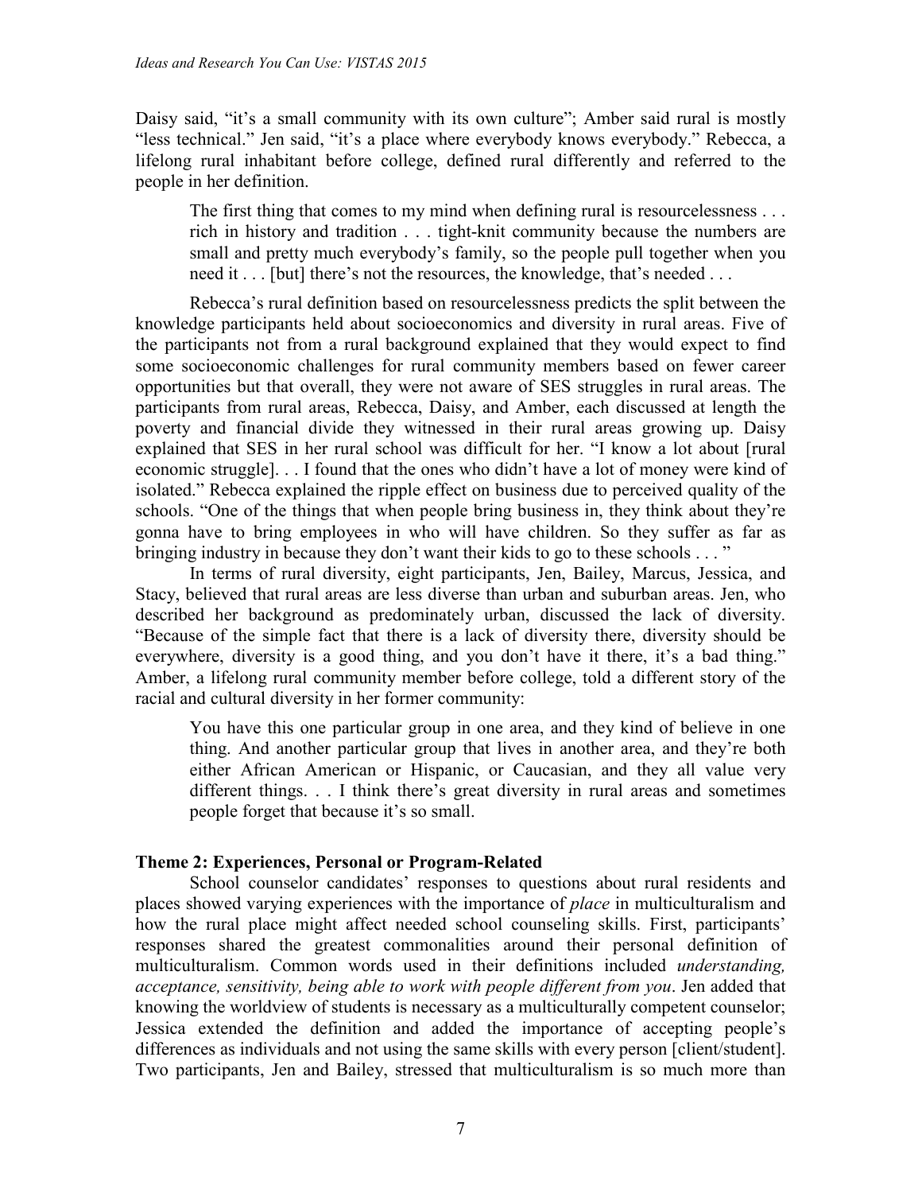Daisy said, "it's a small community with its own culture"; Amber said rural is mostly "less technical." Jen said, "it's a place where everybody knows everybody." Rebecca, a lifelong rural inhabitant before college, defined rural differently and referred to the people in her definition.

> The first thing that comes to my mind when defining rural is resourcelessness . . . rich in history and tradition . . . tight-knit community because the numbers are small and pretty much everybody's family, so the people pull together when you need it . . . [but] there's not the resources, the knowledge, that's needed . . .

Rebecca's rural definition based on resourcelessness predicts the split between the knowledge participants held about socioeconomics and diversity in rural areas. Five of the participants not from a rural background explained that they would expect to find some socioeconomic challenges for rural community members based on fewer career opportunities but that overall, they were not aware of SES struggles in rural areas. The participants from rural areas, Rebecca, Daisy, and Amber, each discussed at length the poverty and financial divide they witnessed in their rural areas growing up. Daisy explained that SES in her rural school was difficult for her. "I know a lot about [rural economic struggle]. . . I found that the ones who didn't have a lot of money were kind of isolated." Rebecca explained the ripple effect on business due to perceived quality of the schools. "One of the things that when people bring business in, they think about they're gonna have to bring employees in who will have children. So they suffer as far as bringing industry in because they don't want their kids to go to these schools . . . "

In terms of rural diversity, eight participants, Jen, Bailey, Marcus, Jessica, and Stacy, believed that rural areas are less diverse than urban and suburban areas. Jen, who described her background as predominately urban, discussed the lack of diversity. "Because of the simple fact that there is a lack of diversity there, diversity should be everywhere, diversity is a good thing, and you don't have it there, it's a bad thing." Amber, a lifelong rural community member before college, told a different story of the racial and cultural diversity in her former community:

> You have this one particular group in one area, and they kind of believe in one thing. And another particular group that lives in another area, and they're both either African American or Hispanic, or Caucasian, and they all value very different things. . . I think there's great diversity in rural areas and sometimes people forget that because it's so small.

### Theme 2: Experiences, Personal or Program-Related

School counselor candidates' responses to questions about rural residents and places showed varying experiences with the importance of *place* in multiculturalism and how the rural place might affect needed school counseling skills. First, participants' responses shared the greatest commonalities around their personal definition of multiculturalism. Common words used in their definitions included *understanding, acceptance, sensitivity, being able to work with people different from you*. Jen added that knowing the worldview of students is necessary as a multiculturally competent counselor; Jessica extended the definition and added the importance of accepting people's differences as individuals and not using the same skills with every person [client/student]. Two participants, Jen and Bailey, stressed that multiculturalism is so much more than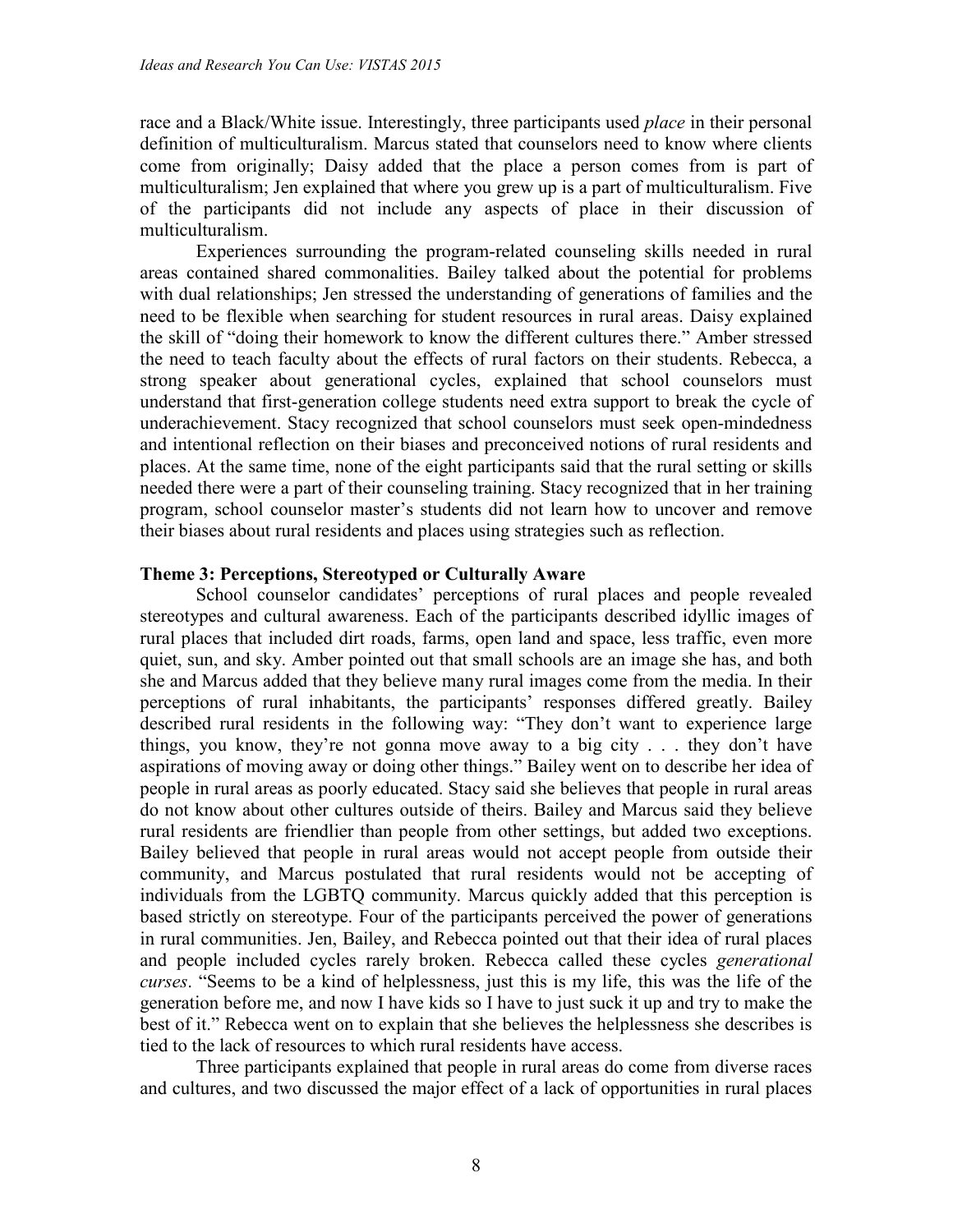race and a Black/White issue. Interestingly, three participants used *place* in their personal definition of multiculturalism. Marcus stated that counselors need to know where clients come from originally; Daisy added that the place a person comes from is part of multiculturalism; Jen explained that where you grew up is a part of multiculturalism. Five of the participants did not include any aspects of place in their discussion of multiculturalism.

Experiences surrounding the program-related counseling skills needed in rural areas contained shared commonalities. Bailey talked about the potential for problems with dual relationships; Jen stressed the understanding of generations of families and the need to be flexible when searching for student resources in rural areas. Daisy explained the skill of "doing their homework to know the different cultures there." Amber stressed the need to teach faculty about the effects of rural factors on their students. Rebecca, a strong speaker about generational cycles, explained that school counselors must understand that first-generation college students need extra support to break the cycle of underachievement. Stacy recognized that school counselors must seek open-mindedness and intentional reflection on their biases and preconceived notions of rural residents and places. At the same time, none of the eight participants said that the rural setting or skills needed there were a part of their counseling training. Stacy recognized that in her training program, school counselor master's students did not learn how to uncover and remove their biases about rural residents and places using strategies such as reflection.

**Theme 3: Perceptions, Stereotyped or Culturally Aware**

School counselor candidates' perceptions of rural places and people revealed stereotypes and cultural awareness. Each of the participants described idyllic images of rural places that included dirt roads, farms, open land and space, less traffic, even more quiet, sun, and sky. Amber pointed out that small schools are an image she has, and both she and Marcus added that they believe many rural images come from the media. In their perceptions of rural inhabitants, the participants' responses differed greatly. Bailey described rural residents in the following way: "They don't want to experience large things, you know, they're not gonna move away to a big city . . . they don't have aspirations of moving away or doing other things." Bailey went on to describe her idea of people in rural areas as poorly educated. Stacy said she believes that people in rural areas do not know about other cultures outside of theirs. Bailey and Marcus said they believe rural residents are friendlier than people from other settings, but added two exceptions. Bailey believed that people in rural areas would not accept people from outside their community, and Marcus postulated that rural residents would not be accepting of individuals from the LGBTQ community. Marcus quickly added that this perception is based strictly on stereotype. Four of the participants perceived the power of generations in rural communities. Jen, Bailey, and Rebecca pointed out that their idea of rural places and people included cycles rarely broken. Rebecca called these cycles *generational curses*. "Seems to be a kind of helplessness, just this is my life, this was the life of the generation before me, and now I have kids so I have to just suck it up and try to make the best of it." Rebecca went on to explain that she believes the helplessness she describes is tied to the lack of resources to which rural residents have access.

Three participants explained that people in rural areas do come from diverse races and cultures, and two discussed the major effect of a lack of opportunities in rural places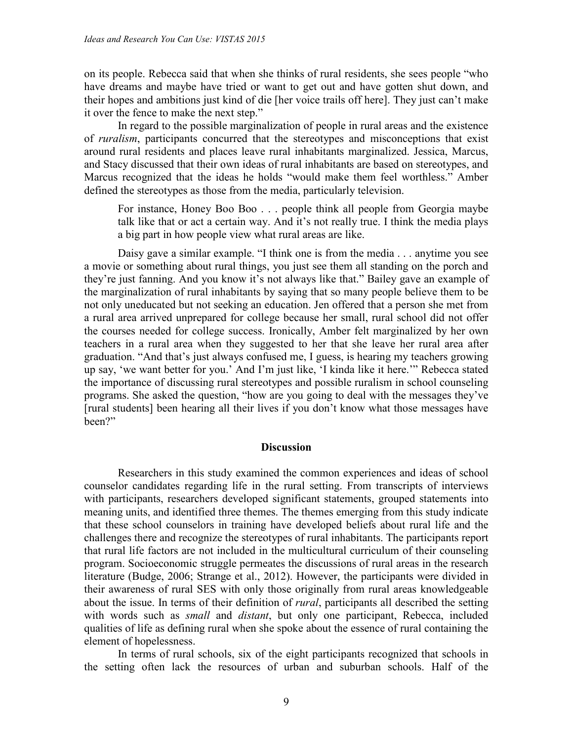on its people. Rebecca said that when she thinks of rural residents, she sees people "who have dreams and maybe have tried or want to get out and have gotten shut down, and their hopes and ambitions just kind of die [her voice trails off here]. They just can't make it over the fence to make the next step."

In regard to the possible marginalization of people in rural areas and the existence of *ruralism*, participants concurred that the stereotypes and misconceptions that exist around rural residents and places leave rural inhabitants marginalized. Jessica, Marcus, and Stacy discussed that their own ideas of rural inhabitants are based on stereotypes, and Marcus recognized that the ideas he holds "would make them feel worthless." Amber defined the stereotypes as those from the media, particularly television.

> For instance, Honey Boo Boo . . . people think all people from Georgia maybe talk like that or act a certain way. And it's not really true. I think the media plays a big part in how people view what rural areas are like.

Daisy gave a similar example. "I think one is from the media . . . anytime you see a movie or something about rural things, you just see them all standing on the porch and they're just fanning. And you know it's not always like that." Bailey gave an example of the marginalization of rural inhabitants by saying that so many people believe them to be not only uneducated but not seeking an education. Jen offered that a person she met from a rural area arrived unprepared for college because her small, rural school did not offer the courses needed for college success. Ironically, Amber felt marginalized by her own teachers in a rural area when they suggested to her that she leave her rural area after graduation. "And that's just always confused me, I guess, is hearing my teachers growing up say, 'we want better for you.' And I'm just like, 'I kinda like it here.'" Rebecca stated the importance of discussing rural stereotypes and possible ruralism in school counseling programs. She asked the question, "how are you going to deal with the messages they've [rural students] been hearing all their lives if you don't know what those messages have been?"

## Discussion

Researchers in this study examined the common experiences and ideas of school counselor candidates regarding life in the rural setting. From transcripts of interviews with participants, researchers developed significant statements, grouped statements into meaning units, and identified three themes. The themes emerging from this study indicate that these school counselors in training have developed beliefs about rural life and the challenges there and recognize the stereotypes of rural inhabitants. The participants report that rural life factors are not included in the multicultural curriculum of their counseling program. Socioeconomic struggle permeates the discussions of rural areas in the research literature (Budge, 2006; Strange et al., 2012). However, the participants were divided in their awareness of rural SES with only those originally from rural areas knowledgeable about the issue. In terms of their definition of *rural*, participants all described the setting with words such as *small* and *distant*, but only one participant, Rebecca, included qualities of life as defining rural when she spoke about the essence of rural containing the element of hopelessness.

In terms of rural schools, six of the eight participants recognized that schools in the setting often lack the resources of urban and suburban schools. Half of the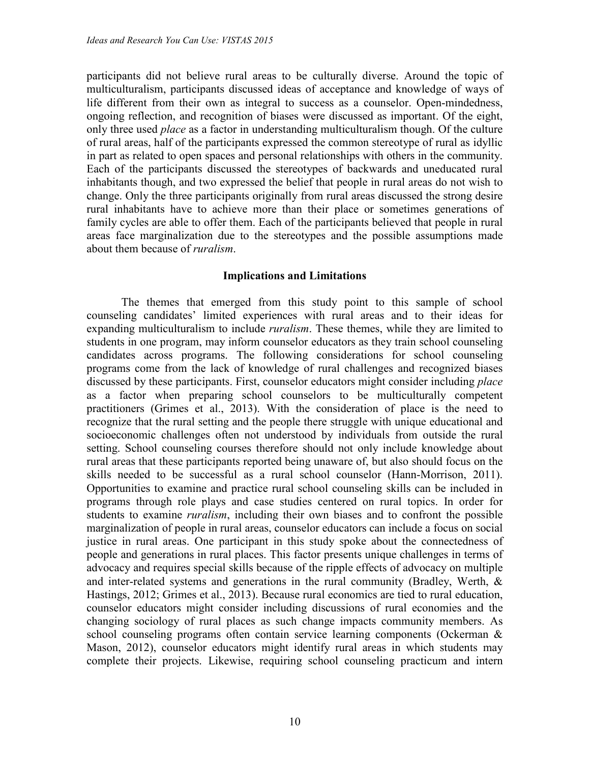participants did not believe rural areas to be culturally diverse. Around the topic of multiculturalism, participants discussed ideas of acceptance and knowledge of ways of life different from their own as integral to success as a counselor. Open-mindedness, ongoing reflection, and recognition of biases were discussed as important. Of the eight, only three used *place* as a factor in understanding multiculturalism though. Of the culture of rural areas, half of the participants expressed the common stereotype of rural as idyllic in part as related to open spaces and personal relationships with others in the community. Each of the participants discussed the stereotypes of backwards and uneducated rural inhabitants though, and two expressed the belief that people in rural areas do not wish to change. Only the three participants originally from rural areas discussed the strong desire rural inhabitants have to achieve more than their place or sometimes generations of family cycles are able to offer them. Each of the participants believed that people in rural areas face marginalization due to the stereotypes and the possible assumptions made about them because of *ruralism*.

## Implications and Limitations

The themes that emerged from this study point to this sample of school counseling candidates' limited experiences with rural areas and to their ideas for expanding multiculturalism to include *ruralism*. These themes, while they are limited to students in one program, may inform counselor educators as they train school counseling candidates across programs. The following considerations for school counseling programs come from the lack of knowledge of rural challenges and recognized biases discussed by these participants. First, counselor educators might consider including *place* as a factor when preparing school counselors to be multiculturally competent practitioners (Grimes et al., 2013). With the consideration of place is the need to recognize that the rural setting and the people there struggle with unique educational and socioeconomic challenges often not understood by individuals from outside the rural setting. School counseling courses therefore should not only include knowledge about rural areas that these participants reported being unaware of, but also should focus on the skills needed to be successful as a rural school counselor (Hann-Morrison, 2011). Opportunities to examine and practice rural school counseling skills can be included in programs through role plays and case studies centered on rural topics. In order for students to examine *ruralism*, including their own biases and to confront the possible marginalization of people in rural areas, counselor educators can include a focus on social justice in rural areas. One participant in this study spoke about the connectedness of people and generations in rural places. This factor presents unique challenges in terms of advocacy and requires special skills because of the ripple effects of advocacy on multiple and inter-related systems and generations in the rural community (Bradley, Werth, & Hastings, 2012; Grimes et al., 2013). Because rural economics are tied to rural education, counselor educators might consider including discussions of rural economies and the changing sociology of rural places as such change impacts community members. As school counseling programs often contain service learning components (Ockerman & Mason, 2012), counselor educators might identify rural areas in which students may complete their projects. Likewise, requiring school counseling practicum and intern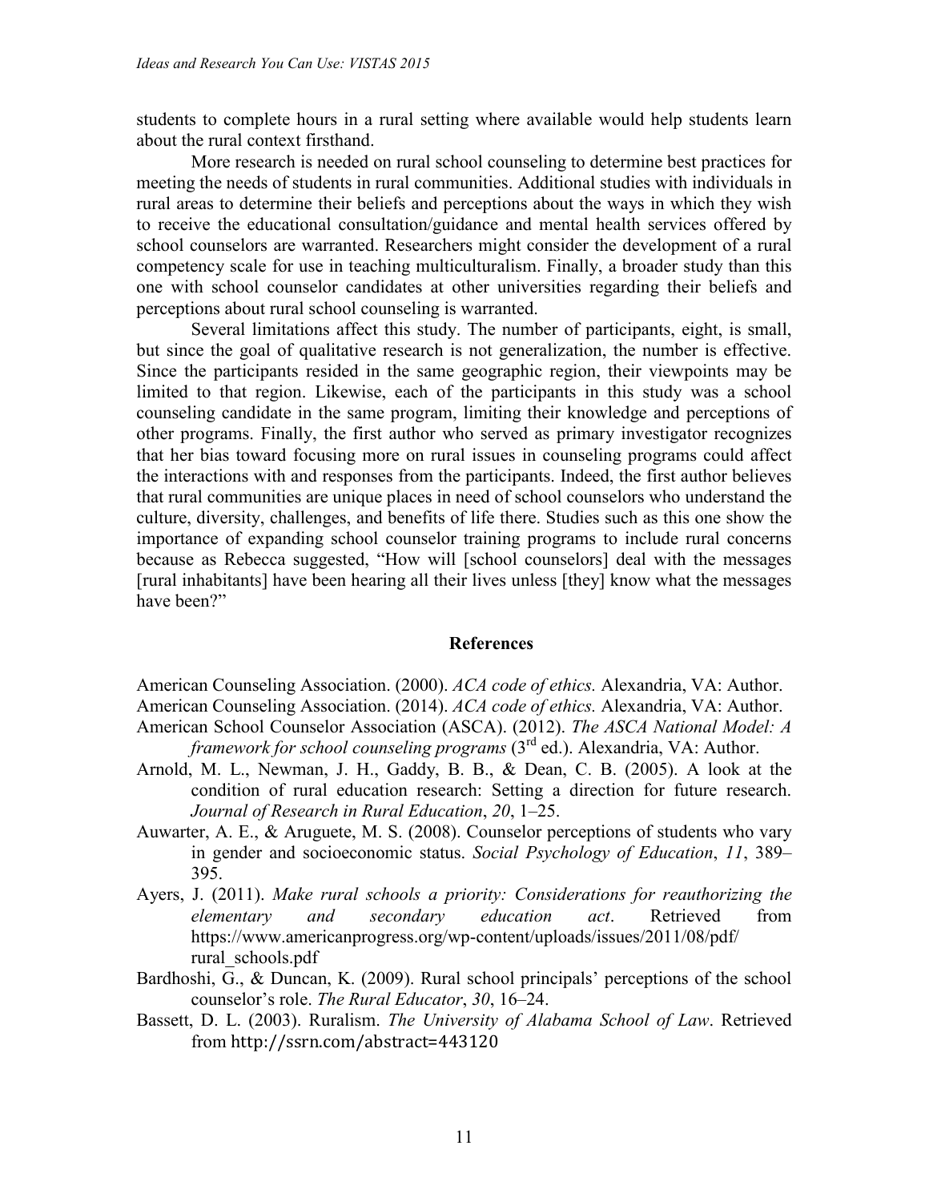students to complete hours in a rural setting where available would help students learn about the rural context firsthand.

More research is needed on rural school counseling to determine best practices for meeting the needs of students in rural communities. Additional studies with individuals in rural areas to determine their beliefs and perceptions about the ways in which they wish to receive the educational consultation/guidance and mental health services offered by school counselors are warranted. Researchers might consider the development of a rural competency scale for use in teaching multiculturalism. Finally, a broader study than this one with school counselor candidates at other universities regarding their beliefs and perceptions about rural school counseling is warranted.

Several limitations affect this study. The number of participants, eight, is small, but since the goal of qualitative research is not generalization, the number is effective. Since the participants resided in the same geographic region, their viewpoints may be limited to that region. Likewise, each of the participants in this study was a school counseling candidate in the same program, limiting their knowledge and perceptions of other programs. Finally, the first author who served as primary investigator recognizes that her bias toward focusing more on rural issues in counseling programs could affect the interactions with and responses from the participants. Indeed, the first author believes that rural communities are unique places in need of school counselors who understand the culture, diversity, challenges, and benefits of life there. Studies such as this one show the importance of expanding school counselor training programs to include rural concerns because as Rebecca suggested, "How will [school counselors] deal with the messages [rural inhabitants] have been hearing all their lives unless [they] know what the messages have been?"

## References

American Counseling Association. (2000). *ACA code of ethics.* Alexandria, VA: Author.

American Counseling Association. (2014). *ACA code of ethics.* Alexandria, VA: Author.

American School Counselor Association (ASCA). (2012). *The ASCA National Model: A framework for school counseling programs* (3rd ed.). Alexandria, VA: Author.

Arnold, M. L., Newman, J. H., Gaddy, B. B., & Dean, C. B. (2005). A look at the condition of rural education research: Setting a direction for future research. *Journal of Research in Rural Education*, *20*, 1–25.

Auwarter, A. E., & Aruguete, M. S. (2008). Counselor perceptions of students who vary in gender and socioeconomic status. *Social Psychology of Education*, *11*, 389–395.

Ayers, J. (2011). *Make rural schools a priority: Considerations for reauthorizing the elementary and secondary education act*. Retrieved from https://www.americanprogress.org/wp-content/uploads/issues/2011/08/pdf/rural_schools.pdf

Bardhoshi, G., & Duncan, K. (2009). Rural school principals' perceptions of the school counselor's role. *The Rural Educator*, *30*, 16–24.

Bassett, D. L. (2003). Ruralism. *The University of Alabama School of Law*. Retrieved from http://ssrn.com/abstract=443120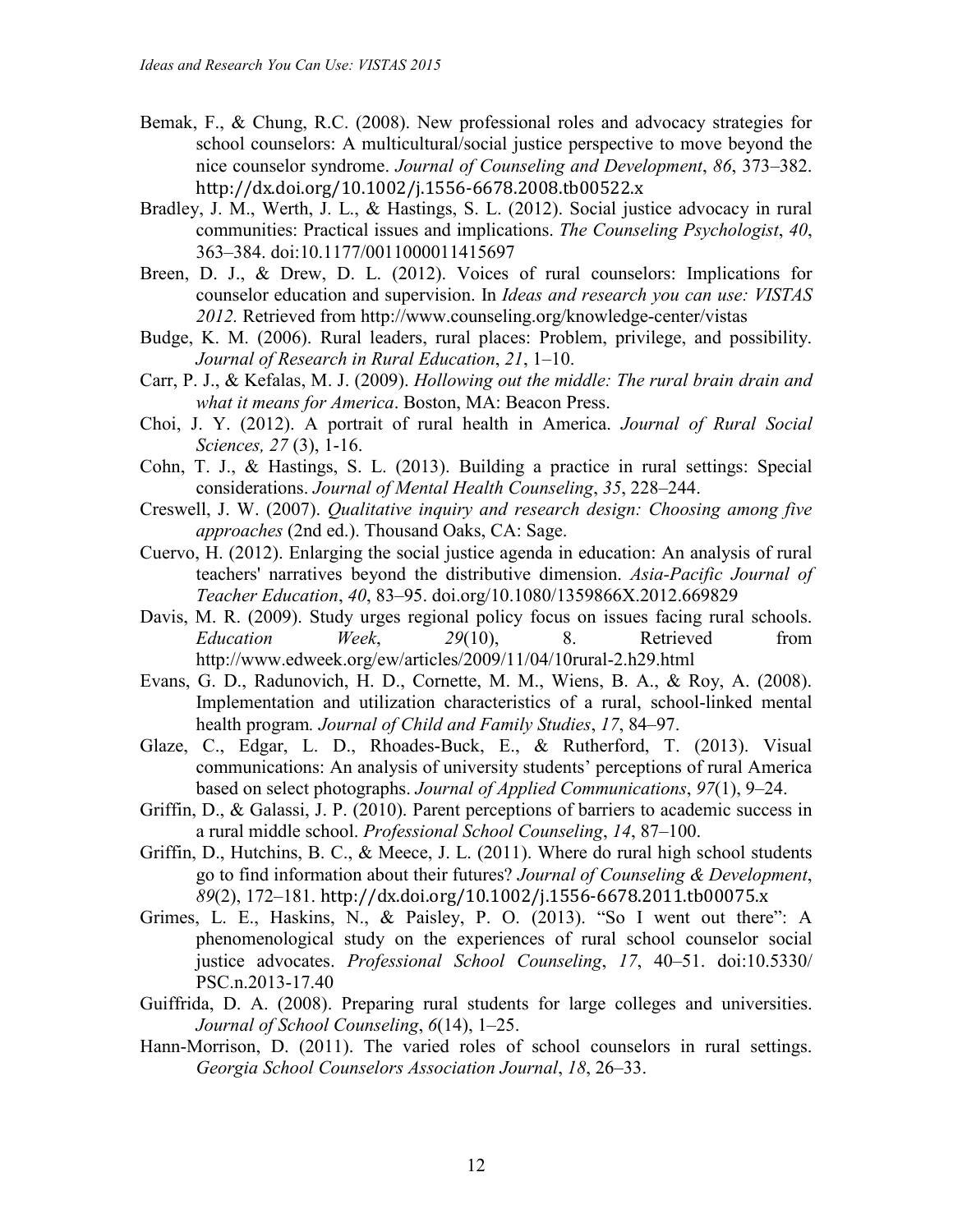Bemak, F., & Chung, R.C. (2008). New professional roles and advocacy strategies for school counselors: A multicultural/social justice perspective to move beyond the nice counselor syndrome. *Journal of Counseling and Development*, *86*, 373–382. http://dx.doi.org/10.1002/j.1556-6678.2008.tb00522.x

Bradley, J. M., Werth, J. L., & Hastings, S. L. (2012). Social justice advocacy in rural communities: Practical issues and implications. *The Counseling Psychologist*, *40*, 363–384. doi:10.1177/0011000011415697

Breen, D. J., & Drew, D. L. (2012). Voices of rural counselors: Implications for counselor education and supervision. In *Ideas and research you can use: VISTAS 2012.* Retrieved from http://www.counseling.org/knowledge-center/vistas

Budge, K. M. (2006). Rural leaders, rural places: Problem, privilege, and possibility. *Journal of Research in Rural Education*, *21*, 1–10.

Carr, P. J., & Kefalas, M. J. (2009). *Hollowing out the middle: The rural brain drain and what it means for America*. Boston, MA: Beacon Press.

Choi, J. Y. (2012). A portrait of rural health in America. *Journal of Rural Social Sciences, 27* (3), 1-16.

Cohn, T. J., & Hastings, S. L. (2013). Building a practice in rural settings: Special considerations. *Journal of Mental Health Counseling*, *35*, 228–244.

Creswell, J. W. (2007). *Qualitative inquiry and research design: Choosing among five approaches* (2nd ed.). Thousand Oaks, CA: Sage.

Cuervo, H. (2012). Enlarging the social justice agenda in education: An analysis of rural teachers' narratives beyond the distributive dimension. *Asia-Pacific Journal of Teacher Education*, *40*, 83–95. doi.org/10.1080/1359866X.2012.669829

Davis, M. R. (2009). Study urges regional policy focus on issues facing rural schools. *Education Week*, *29*(10), 8. Retrieved from http://www.edweek.org/ew/articles/2009/11/04/10rural-2.h29.html

Evans, G. D., Radunovich, H. D., Cornette, M. M., Wiens, B. A., & Roy, A. (2008). Implementation and utilization characteristics of a rural, school-linked mental health program*. Journal of Child and Family Studies*, *17*, 84–97.

Glaze, C., Edgar, L. D., Rhoades-Buck, E., & Rutherford, T. (2013). Visual communications: An analysis of university students' perceptions of rural America based on select photographs. *Journal of Applied Communications*, *97*(1), 9–24.

Griffin, D., & Galassi, J. P. (2010). Parent perceptions of barriers to academic success in a rural middle school. *Professional School Counseling*, *14*, 87–100.

Griffin, D., Hutchins, B. C., & Meece, J. L. (2011). Where do rural high school students go to find information about their futures? *Journal of Counseling & Development*, *89*(2), 172–181. http://dx.doi.org/10.1002/j.1556-6678.2011.tb00075.x

Grimes, L. E., Haskins, N., & Paisley, P. O. (2013). "So I went out there": A phenomenological study on the experiences of rural school counselor social justice advocates. *Professional School Counseling*, *17*, 40–51. doi:10.5330/PSC.n.2013-17.40

Guiffrida, D. A. (2008). Preparing rural students for large colleges and universities. *Journal of School Counseling*, *6*(14), 1–25.

Hann-Morrison, D. (2011). The varied roles of school counselors in rural settings. *Georgia School Counselors Association Journal*, *18*, 26–33.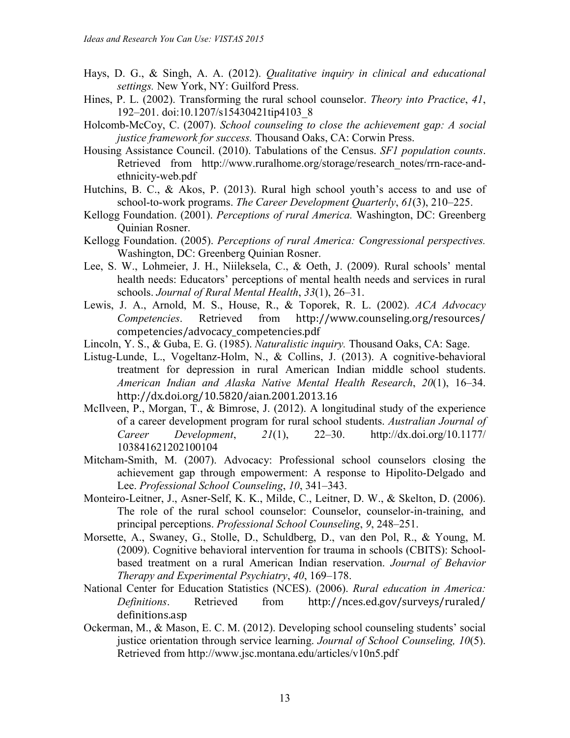Hays, D. G., & Singh, A. A. (2012). *Qualitative inquiry in clinical and educational settings.* New York, NY: Guilford Press.

Hines, P. L. (2002). Transforming the rural school counselor. *Theory into Practice*, *41*, 192–201. doi:10.1207/s15430421tip4103_8

Holcomb-McCoy, C. (2007). *School counseling to close the achievement gap: A social justice framework for success.* Thousand Oaks, CA: Corwin Press.

Housing Assistance Council. (2010). Tabulations of the Census. *SF1 population counts*. Retrieved from http://www.ruralhome.org/storage/research_notes/rrn-race-and-ethnicity-web.pdf

Hutchins, B. C., & Akos, P. (2013). Rural high school youth's access to and use of school-to-work programs. *The Career Development Quarterly*, *61*(3), 210–225.

Kellogg Foundation. (2001). *Perceptions of rural America.* Washington, DC: Greenberg Quinian Rosner.

Kellogg Foundation. (2005). *Perceptions of rural America: Congressional perspectives.* Washington, DC: Greenberg Quinian Rosner.

Lee, S. W., Lohmeier, J. H., Niileksela, C., & Oeth, J. (2009). Rural schools' mental health needs: Educators' perceptions of mental health needs and services in rural schools. *Journal of Rural Mental Health*, *33*(1), 26–31.

Lewis, J. A., Arnold, M. S., House, R., & Toporek, R. L. (2002). *ACA Advocacy Competencies*. Retrieved from http://www.counseling.org/resources/competencies/advocacy_competencies.pdf

Lincoln, Y. S., & Guba, E. G. (1985). *Naturalistic inquiry.* Thousand Oaks, CA: Sage.

Listug-Lunde, L., Vogeltanz-Holm, N., & Collins, J. (2013). A cognitive-behavioral treatment for depression in rural American Indian middle school students. *American Indian and Alaska Native Mental Health Research*, *20*(1), 16–34. http://dx.doi.org/10.5820/aian.2001.2013.16

McIlveen, P., Morgan, T., & Bimrose, J. (2012). A longitudinal study of the experience of a career development program for rural school students. *Australian Journal of Career Development*, *21*(1), 22–30. http://dx.doi.org/10.1177/103841621202100104

Mitcham-Smith, M. (2007). Advocacy: Professional school counselors closing the achievement gap through empowerment: A response to Hipolito-Delgado and Lee. *Professional School Counseling*, *10*, 341–343.

Monteiro-Leitner, J., Asner-Self, K. K., Milde, C., Leitner, D. W., & Skelton, D. (2006). The role of the rural school counselor: Counselor, counselor-in-training, and principal perceptions. *Professional School Counseling*, *9*, 248–251.

Morsette, A., Swaney, G., Stolle, D., Schuldberg, D., van den Pol, R., & Young, M. (2009). Cognitive behavioral intervention for trauma in schools (CBITS): School-based treatment on a rural American Indian reservation. *Journal of Behavior Therapy and Experimental Psychiatry*, *40*, 169–178.

National Center for Education Statistics (NCES). (2006). *Rural education in America: Definitions*. Retrieved from http://nces.ed.gov/surveys/ruraled/definitions.asp

Ockerman, M., & Mason, E. C. M. (2012). Developing school counseling students' social justice orientation through service learning. *Journal of School Counseling, 10*(5). Retrieved from http://www.jsc.montana.edu/articles/v10n5.pdf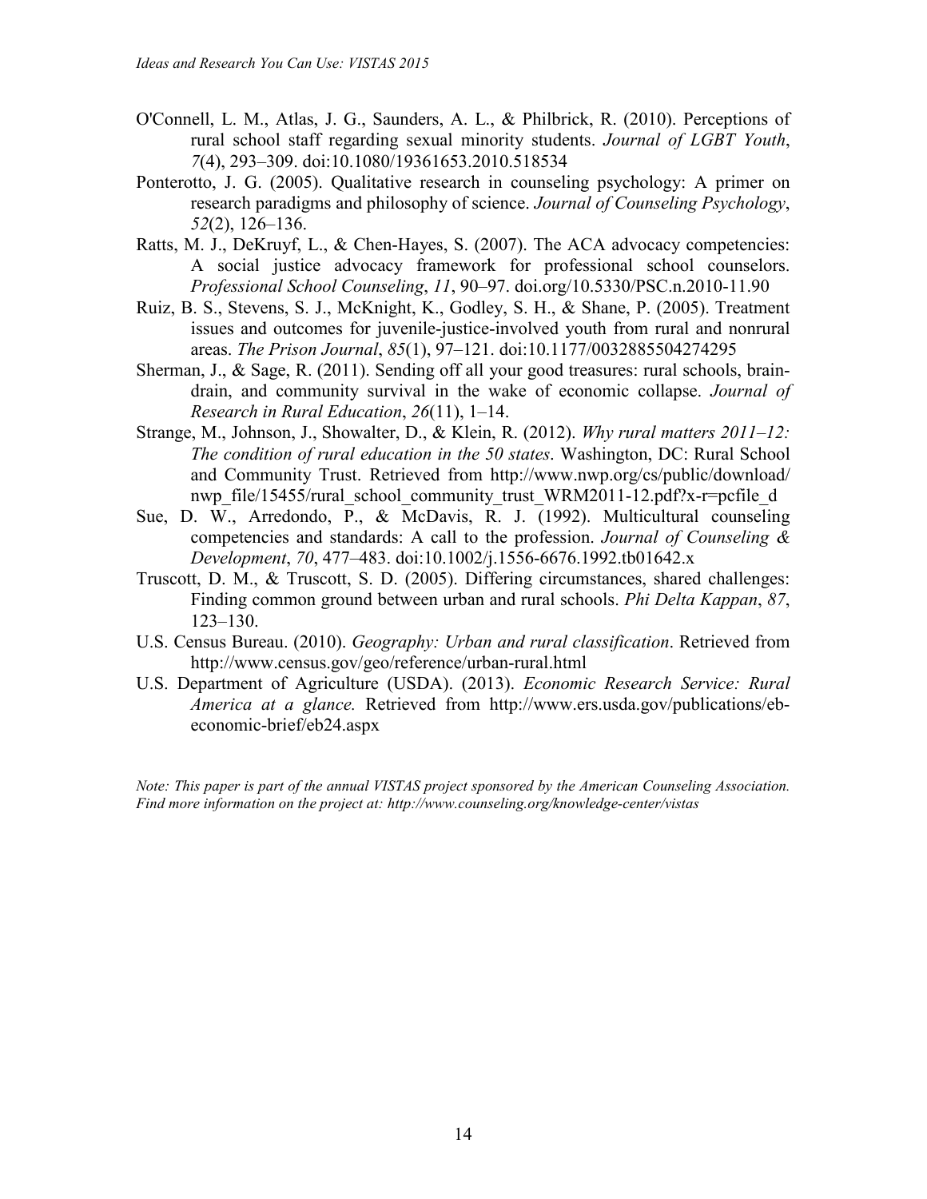O'Connell, L. M., Atlas, J. G., Saunders, A. L., & Philbrick, R. (2010). Perceptions of rural school staff regarding sexual minority students. *Journal of LGBT Youth*, *7*(4), 293–309. doi:10.1080/19361653.2010.518534

Ponterotto, J. G. (2005). Qualitative research in counseling psychology: A primer on research paradigms and philosophy of science. *Journal of Counseling Psychology*, *52*(2), 126–136.

Ratts, M. J., DeKruyf, L., & Chen-Hayes, S. (2007). The ACA advocacy competencies: A social justice advocacy framework for professional school counselors. *Professional School Counseling*, *11*, 90–97. doi.org/10.5330/PSC.n.2010-11.90

Ruiz, B. S., Stevens, S. J., McKnight, K., Godley, S. H., & Shane, P. (2005). Treatment issues and outcomes for juvenile-justice-involved youth from rural and nonrural areas. *The Prison Journal*, *85*(1), 97–121. doi:10.1177/0032885504274295

Sherman, J., & Sage, R. (2011). Sending off all your good treasures: rural schools, brain-drain, and community survival in the wake of economic collapse. *Journal of Research in Rural Education*, *26*(11), 1–14.

Strange, M., Johnson, J., Showalter, D., & Klein, R. (2012). *Why rural matters 2011–12: The condition of rural education in the 50 states*. Washington, DC: Rural School and Community Trust. Retrieved from http://www.nwp.org/cs/public/download/nwp_file/15455/rural_school_community_trust_WRM2011-12.pdf?x-r=pcfile_d

Sue, D. W., Arredondo, P., & McDavis, R. J. (1992). Multicultural counseling competencies and standards: A call to the profession. *Journal of Counseling & Development*, *70*, 477–483. doi:10.1002/j.1556-6676.1992.tb01642.x

Truscott, D. M., & Truscott, S. D. (2005). Differing circumstances, shared challenges: Finding common ground between urban and rural schools. *Phi Delta Kappan*, *87*, 123–130.

U.S. Census Bureau. (2010). *Geography: Urban and rural classification*. Retrieved from http://www.census.gov/geo/reference/urban-rural.html

U.S. Department of Agriculture (USDA). (2013). *Economic Research Service: Rural America at a glance.* Retrieved from http://www.ers.usda.gov/publications/eb-economic-brief/eb24.aspx

*Note: This paper is part of the annual VISTAS project sponsored by the American Counseling Association. Find more information on the project at: http://www.counseling.org/knowledge-center/vistas*